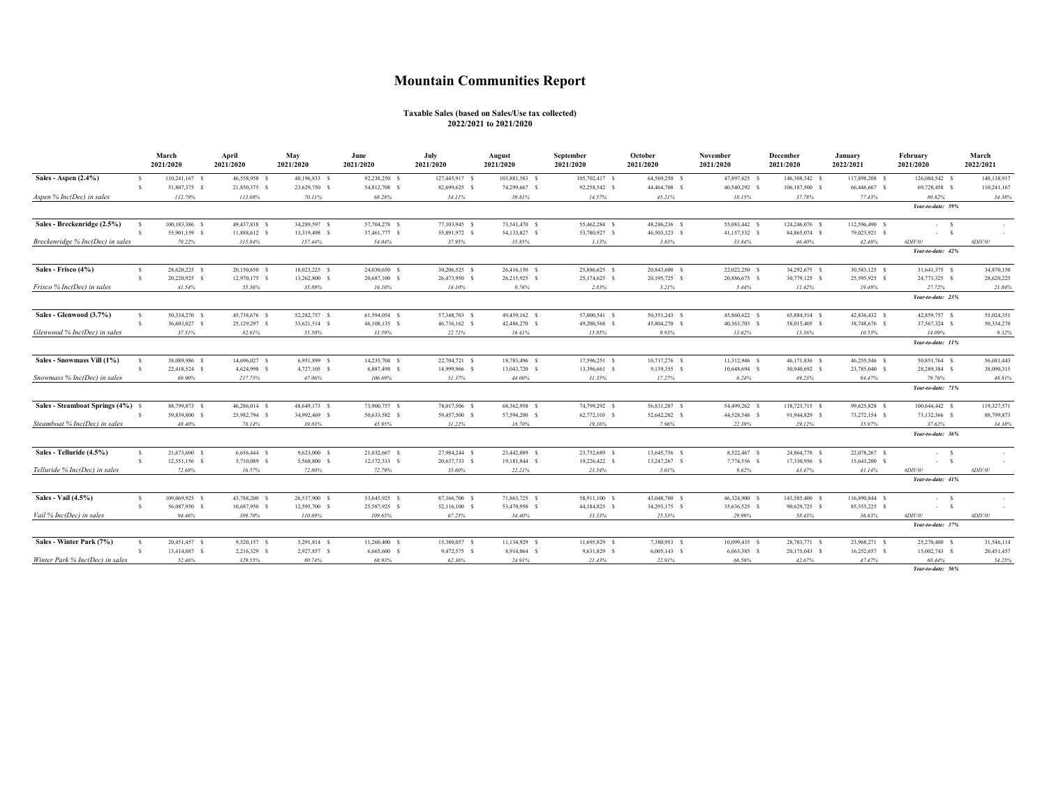# Mountain Communities Report

**Taxable Sales (based on Sales/Use tax collected)**
**2022/2021 to 2021/2020**

| | March 2021/2020 | April 2021/2020 | May 2021/2020 | June 2021/2020 | July 2021/2020 | August 2021/2020 | September 2021/2020 | October 2021/2020 | November 2021/2020 | December 2021/2020 | January 2022/2021 | February 2021/2020 | March 2022/2021 |
|---|---|---|---|---|---|---|---|---|---|---|---|---|---|
| **Sales - Aspen (2.4%)** | $ 110,241,167 | $ 46,558,958 | $ 40,196,833 | $ 92,238,250 | $ 127,445,917 | $ 103,881,583 | $ 105,702,417 | $ 64,569,250 | $ 47,897,625 | $ 146,308,542 | $ 117,898,208 | $ 126,084,542 | $ 148,138,917 |
| | $ 51,807,375 | $ 21,850,375 | $ 23,629,750 | $ 54,812,708 | $ 82,699,625 | $ 74,299,667 | $ 92,258,542 | $ 44,464,708 | $ 40,540,292 | $ 106,187,500 | $ 66,446,667 | $ 69,728,458 | $ 110,241,167 |
| *Aspen % Inc(Dec) in sales* | *112.79%* | *113.08%* | *70.11%* | *68.28%* | *54.11%* | *39.81%* | *14.57%* | *45.21%* | *18.15%* | *37.78%* | *77.43%* | *80.82%* | *34.38%* |
| | | | | | | | | | | | | *Year-to-date: 59%* | |
| **Sales - Breckenridge (2.5%)** | $ 100,183,386 | $ 49,437,818 | $ 34,289,597 | $ 57,704,278 | $ 77,103,945 | $ 73,541,470 | $ 55,462,284 | $ 48,286,236 | $ 55,083,442 | $ 124,246,076 | $ 112,596,490 | $ - | $ - |
| | $ 55,901,159 | $ 11,888,612 | $ 13,319,498 | $ 37,461,777 | $ 55,891,972 | $ 54,133,827 | $ 53,780,927 | $ 46,503,323 | $ 41,157,532 | $ 84,865,074 | $ 79,023,921 | $ - | $ - |
| *Breckenridge % Inc(Dec) in sales* | *79.22%* | *315.84%* | *157.44%* | *54.04%* | *37.95%* | *35.85%* | *3.13%* | *3.83%* | *33.84%* | *46.40%* | *42.48%* | *#DIV/0!* | *#DIV/0!* |
| | | | | | | | | | | | | *Year-to-date: 42%* | |
| **Sales - Frisco (4%)** | $ 28,620,225 | $ 20,150,650 | $ 18,023,225 | $ 24,030,650 | $ 30,206,525 | $ 26,416,150 | $ 25,886,625 | $ 20,843,600 | $ 22,022,250 | $ 34,292,675 | $ 30,583,125 | $ 31,641,375 | $ 34,870,150 |
| | $ 20,220,925 | $ 12,970,175 | $ 13,262,800 | $ 20,687,100 | $ 26,473,950 | $ 26,215,925 | $ 25,174,625 | $ 20,195,725 | $ 20,886,675 | $ 30,779,125 | $ 25,595,925 | $ 24,773,325 | $ 28,620,225 |
| *Frisco % Inc(Dec) in sales* | *41.54%* | *55.36%* | *35.89%* | *16.16%* | *14.10%* | *0.76%* | *2.83%* | *3.21%* | *5.44%* | *11.42%* | *19.48%* | *27.72%* | *21.84%* |
| | | | | | | | | | | | | *Year-to-date: 23%* | |
| **Sales - Glenwood (3.7%)** | $ 50,334,270 | $ 45,738,676 | $ 52,282,757 | $ 61,594,054 | $ 57,348,703 | $ 49,459,162 | $ 57,000,541 | $ 50,351,243 | $ 45,860,622 | $ 65,884,514 | $ 42,836,432 | $ 42,859,757 | $ 55,024,351 |
| | $ 36,603,027 | $ 25,129,297 | $ 33,621,514 | $ 46,108,135 | $ 46,736,162 | $ 42,486,270 | $ 49,200,568 | $ 45,804,270 | $ 40,363,703 | $ 58,015,405 | $ 38,748,676 | $ 37,567,324 | $ 50,334,270 |
| *Glenwood % Inc(Dec) in sales* | *37.51%* | *82.01%* | *55.50%* | *33.59%* | *22.71%* | *16.41%* | *15.85%* | *9.93%* | *13.62%* | *13.56%* | *10.55%* | *14.09%* | *9.32%* |
| | | | | | | | | | | | | *Year-to-date: 11%* | |
| **Sales - Snowmass Vill (1%)** | $ 38,089,986 | $ 14,696,027 | $ 6,951,899 | $ 14,235,704 | $ 22,704,721 | $ 18,783,496 | $ 17,596,251 | $ 10,717,276 | $ 11,312,946 | $ 46,171,836 | $ 46,255,546 | $ 50,851,764 | $ 56,681,443 |
| | $ 22,418,524 | $ 4,624,998 | $ 4,727,105 | $ 6,887,498 | $ 14,999,966 | $ 13,043,720 | $ 13,396,661 | $ 9,139,355 | $ 10,648,694 | $ 30,940,692 | $ 23,785,040 | $ 28,289,384 | $ 38,090,315 |
| *Snowmass % Inc(Dec) in sales* | *69.90%* | *217.75%* | *47.06%* | *106.69%* | *51.37%* | *44.00%* | *31.35%* | *17.27%* | *6.24%* | *49.23%* | *94.47%* | *79.76%* | *48.81%* |
| | | | | | | | | | | | | *Year-to-date: 71%* | |
| **Sales - Steamboat Springs (4%)** | $ 88,799,873 | $ 46,286,014 | $ 48,649,173 | $ 73,900,757 | $ 78,017,506 | $ 68,362,958 | $ 74,799,292 | $ 56,831,207 | $ 54,499,262 | $ 118,723,715 | $ 99,625,828 | $ 100,644,442 | $ 119,327,571 |
| | $ 59,839,800 | $ 25,982,794 | $ 34,992,469 | $ 50,633,582 | $ 59,457,500 | $ 57,594,200 | $ 62,772,103 | $ 52,642,202 | $ 44,528,546 | $ 91,944,829 | $ 73,272,154 | $ 73,132,366 | $ 88,799,873 |
| *Steamboat % Inc(Dec) in sales* | *48.40%* | *78.14%* | *39.03%* | *45.95%* | *31.22%* | *18.70%* | *19.16%* | *7.96%* | *22.39%* | *29.12%* | *35.97%* | *37.62%* | *34.38%* |
| | | | | | | | | | | | | *Year-to-date: 36%* | |
| **Sales - Telluride (4.5%)** | $ 21,673,600 | $ 6,656,444 | $ 9,623,000 | $ 21,032,667 | $ 27,984,244 | $ 23,442,089 | $ 23,752,689 | $ 13,645,756 | $ 8,522,467 | $ 24,864,778 | $ 22,078,267 | $ - | $ - |
| | $ 12,551,156 | $ 5,710,089 | $ 5,568,800 | $ 12,172,333 | $ 20,637,733 | $ 19,181,844 | $ 19,226,422 | $ 13,247,267 | $ 7,774,556 | $ 17,330,956 | $ 15,643,200 | $ - | $ - |
| *Telluride % Inc(Dec) in sales* | *72.68%* | *16.57%* | *72.80%* | *72.79%* | *35.60%* | *22.21%* | *23.54%* | *3.01%* | *9.62%* | *43.47%* | *41.14%* | *#DIV/0!* | *#DIV/0!* |
| | | | | | | | | | | | | *Year-to-date: 41%* | |
| **Sales - Vail (4.5%)** | $ 109,069,925 | $ 43,788,200 | $ 26,537,900 | $ 53,645,925 | $ 87,166,700 | $ 71,863,725 | $ 58,911,100 | $ 43,048,700 | $ 46,324,900 | $ 143,585,400 | $ 116,890,844 | $ - | $ - |
| | $ 56,087,950 | $ 10,687,950 | $ 12,595,700 | $ 25,587,925 | $ 52,116,100 | $ 53,470,950 | $ 44,184,825 | $ 34,293,175 | $ 35,636,525 | $ 90,629,725 | $ 85,555,225 | $ - | $ - |
| *Vail % Inc(Dec) in sales* | *94.46%* | *309.70%* | *110.69%* | *109.65%* | *67.25%* | *34.40%* | *33.33%* | *25.53%* | *29.99%* | *58.43%* | *36.63%* | *#DIV/0!* | *#DIV/0!* |
| | | | | | | | | | | | | *Year-to-date: 37%* | |
| **Sales - Winter Park (7%)** | $ 20,451,457 | $ 9,520,157 | $ 5,291,814 | $ 11,260,400 | $ 15,380,057 | $ 11,134,929 | $ 11,695,829 | $ 7,380,953 | $ 10,099,435 | $ 28,783,771 | $ 23,968,271 | $ 25,270,400 | $ 31,546,114 |
| | $ 13,414,087 | $ 2,216,329 | $ 2,927,857 | $ 6,665,600 | $ 9,472,575 | $ 8,914,064 | $ 9,631,829 | $ 6,005,143 | $ 6,063,385 | $ 20,175,043 | $ 16,252,657 | $ 15,002,743 | $ 20,451,457 |
| *Winter Park % Inc(Dec) in sales* | *52.46%* | *329.55%* | *80.74%* | *68.93%* | *62.36%* | *24.91%* | *21.43%* | *22.91%* | *66.56%* | *42.67%* | *47.47%* | *68.44%* | *54.25%* |
| | | | | | | | | | | | | *Year-to-date: 56%* | |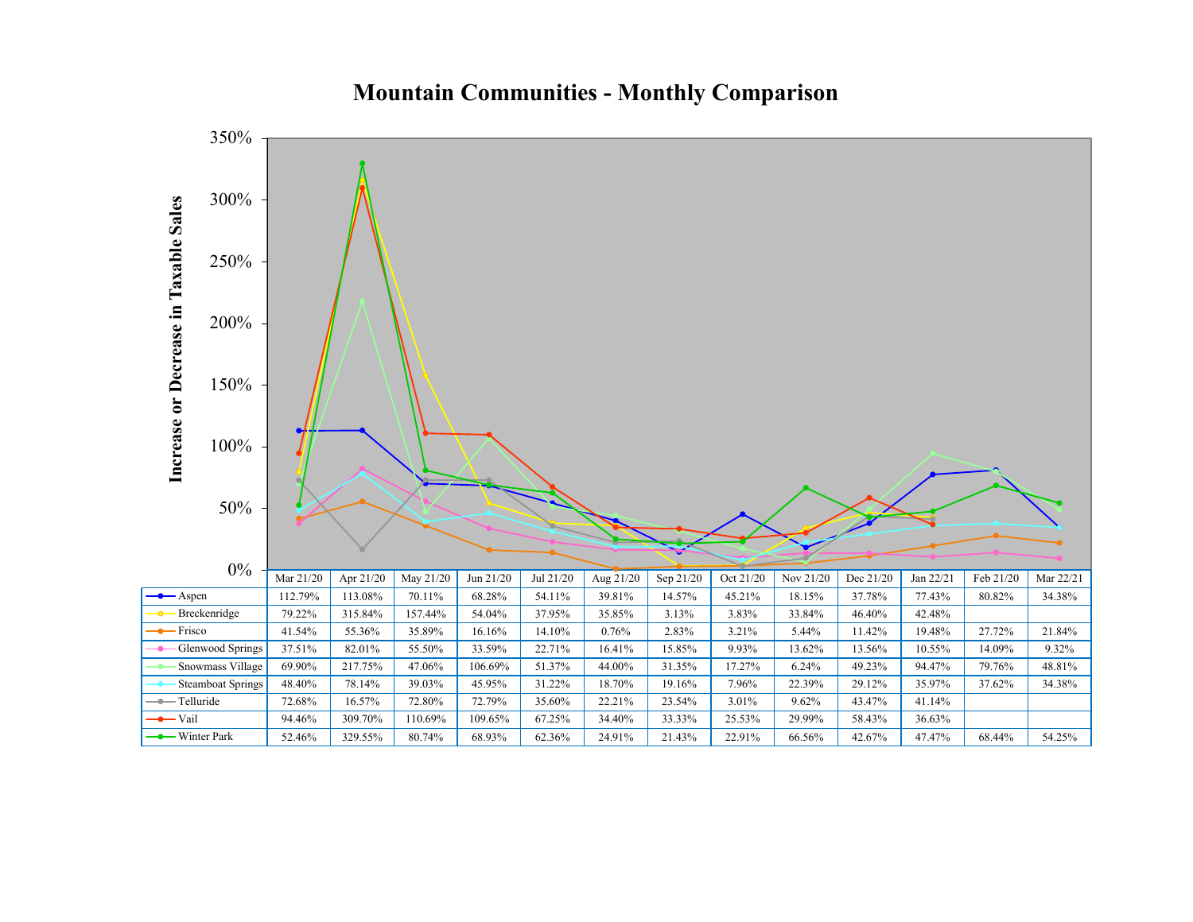# Mountain Communities - Monthly Comparison

Increase or Decrease in Taxable Sales

350%
300%
250%
200%
150%
100%
50%
0%

| | Mar 21/20 | Apr 21/20 | May 21/20 | Jun 21/20 | Jul 21/20 | Aug 21/20 | Sep 21/20 | Oct 21/20 | Nov 21/20 | Dec 21/20 | Jan 22/21 | Feb 21/20 | Mar 22/21 |
|---|---|---|---|---|---|---|---|---|---|---|---|---|---|
| Aspen | 112.79% | 113.08% | 70.11% | 68.28% | 54.11% | 39.81% | 14.57% | 45.21% | 18.15% | 37.78% | 77.43% | 80.82% | 34.38% |
| Breckenridge | 79.22% | 315.84% | 157.44% | 54.04% | 37.95% | 35.85% | 3.13% | 3.83% | 33.84% | 46.40% | 42.48% | | |
| Frisco | 41.54% | 55.36% | 35.89% | 16.16% | 14.10% | 0.76% | 2.83% | 3.21% | 5.44% | 11.42% | 19.48% | 27.72% | 21.84% |
| Glenwood Springs | 37.51% | 82.01% | 55.50% | 33.59% | 22.71% | 16.41% | 15.85% | 9.93% | 13.62% | 13.56% | 10.55% | 14.09% | 9.32% |
| Snowmass Village | 69.90% | 217.75% | 47.06% | 106.69% | 51.37% | 44.00% | 31.35% | 17.27% | 6.24% | 49.23% | 94.47% | 79.76% | 48.81% |
| Steamboat Springs | 48.40% | 78.14% | 39.03% | 45.95% | 31.22% | 18.70% | 19.16% | 7.96% | 22.39% | 29.12% | 35.97% | 37.62% | 34.38% |
| Telluride | 72.68% | 16.57% | 72.80% | 72.79% | 35.60% | 22.21% | 23.54% | 3.01% | 9.62% | 43.47% | 41.14% | | |
| Vail | 94.46% | 309.70% | 110.69% | 109.65% | 67.25% | 34.40% | 33.33% | 25.53% | 29.99% | 58.43% | 36.63% | | |
| Winter Park | 52.46% | 329.55% | 80.74% | 68.93% | 62.36% | 24.91% | 21.43% | 22.91% | 66.56% | 42.67% | 47.47% | 68.44% | 54.25% |